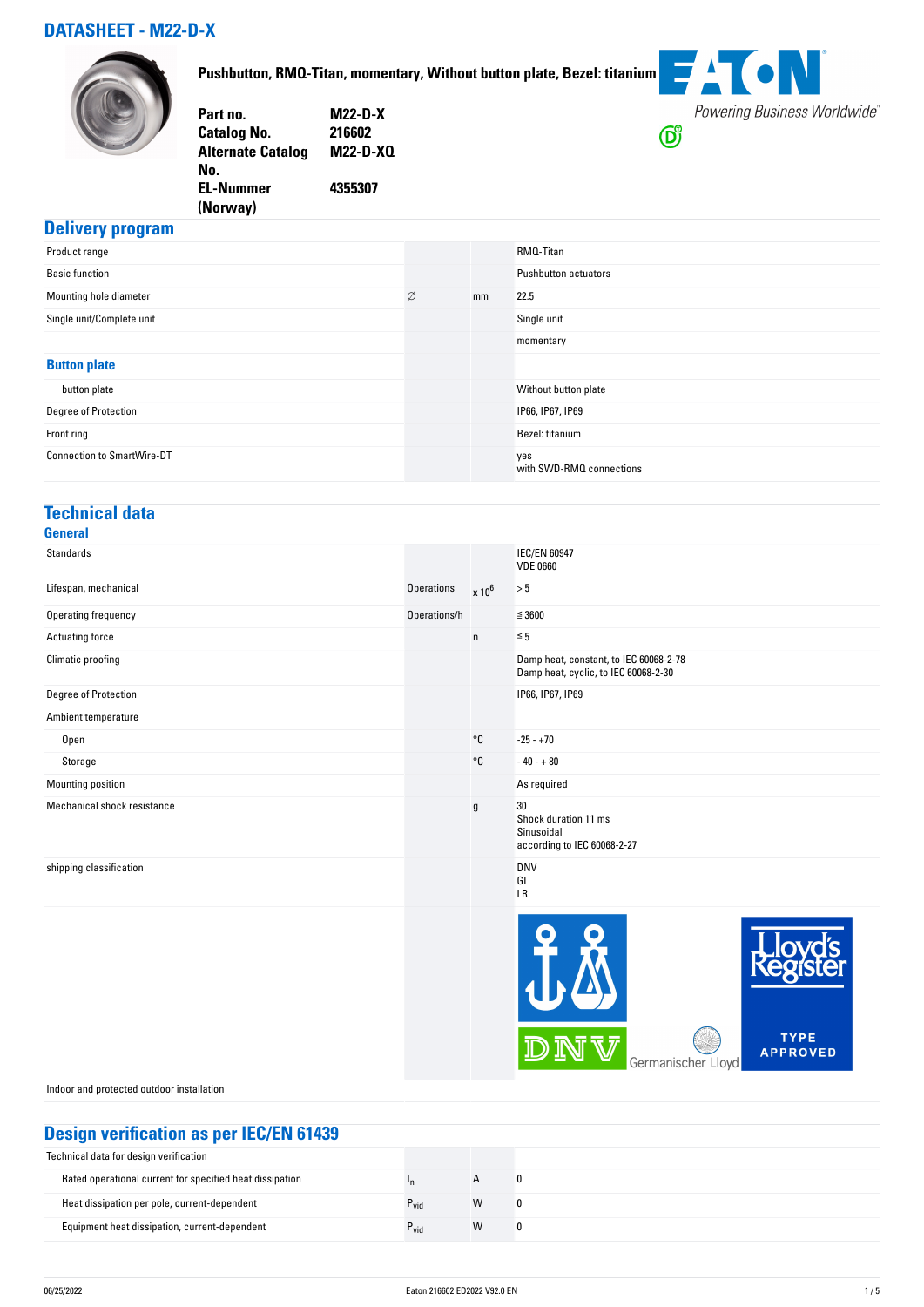# DATASHEET - M22-D-X

**Pushbutton, RMQ-Titan, momentary, Without button plate, Bezel: titanium**

| | |
|---|---|
| **Part no.** | **M22-D-X** |
| **Catalog No.** | **216602** |
| **Alternate Catalog No.** | **M22-D-XQ** |
| **EL-Nummer (Norway)** | **4355307** |

## Delivery program

| | | | |
|---|---|---|---|
| Product range | | | RMQ-Titan |
| Basic function | | | Pushbutton actuators |
| Mounting hole diameter | ∅ | mm | 22.5 |
| Single unit/Complete unit | | | Single unit |
| | | | momentary |
| **Button plate** | | | |
| button plate | | | Without button plate |
| Degree of Protection | | | IP66, IP67, IP69 |
| Front ring | | | Bezel: titanium |
| Connection to SmartWire-DT | | | yes<br>with SWD-RMQ connections |

## Technical data

### General

| | | | |
|---|---|---|---|
| Standards | | | IEC/EN 60947<br>VDE 0660 |
| Lifespan, mechanical | Operations | x $10^6$ | > 5 |
| Operating frequency | Operations/h | | ≦ 3600 |
| Actuating force | | n | ≦ 5 |
| Climatic proofing | | | Damp heat, constant, to IEC 60068-2-78<br>Damp heat, cyclic, to IEC 60068-2-30 |
| Degree of Protection | | | IP66, IP67, IP69 |
| Ambient temperature | | | |
| Open | | °C | -25 - +70 |
| Storage | | °C | - 40 - + 80 |
| Mounting position | | | As required |
| Mechanical shock resistance | | g | 30<br>Shock duration 11 ms<br>Sinusoidal<br>according to IEC 60068-2-27 |
| shipping classification | | | DNV<br>GL<br>LR |
| Indoor and protected outdoor installation | | | |

## Design verification as per IEC/EN 61439

| | | | |
|---|---|---|---|
| Technical data for design verification | | | |
| Rated operational current for specified heat dissipation | $I_n$ | A | 0 |
| Heat dissipation per pole, current-dependent | $P_{vid}$ | W | 0 |
| Equipment heat dissipation, current-dependent | $P_{vid}$ | W | 0 |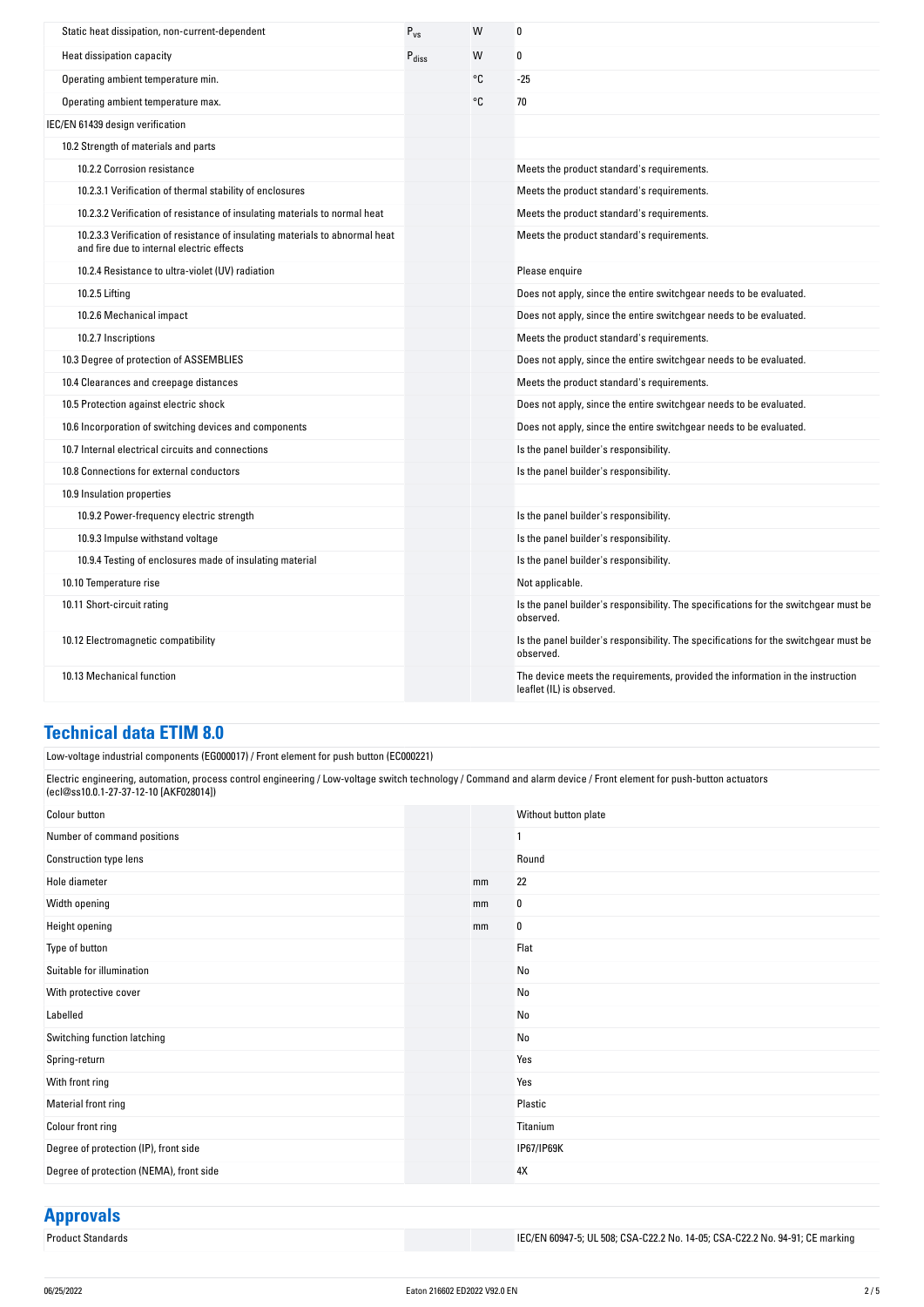| | | | |
|---|---|---|---|
| Static heat dissipation, non-current-dependent | $P_{vs}$ | W | 0 |
| Heat dissipation capacity | $P_{diss}$ | W | 0 |
| Operating ambient temperature min. | | °C | -25 |
| Operating ambient temperature max. | | °C | 70 |
| IEC/EN 61439 design verification | | | |
| 10.2 Strength of materials and parts | | | |
| 10.2.2 Corrosion resistance | | | Meets the product standard's requirements. |
| 10.2.3.1 Verification of thermal stability of enclosures | | | Meets the product standard's requirements. |
| 10.2.3.2 Verification of resistance of insulating materials to normal heat | | | Meets the product standard's requirements. |
| 10.2.3.3 Verification of resistance of insulating materials to abnormal heat and fire due to internal electric effects | | | Meets the product standard's requirements. |
| 10.2.4 Resistance to ultra-violet (UV) radiation | | | Please enquire |
| 10.2.5 Lifting | | | Does not apply, since the entire switchgear needs to be evaluated. |
| 10.2.6 Mechanical impact | | | Does not apply, since the entire switchgear needs to be evaluated. |
| 10.2.7 Inscriptions | | | Meets the product standard's requirements. |
| 10.3 Degree of protection of ASSEMBLIES | | | Does not apply, since the entire switchgear needs to be evaluated. |
| 10.4 Clearances and creepage distances | | | Meets the product standard's requirements. |
| 10.5 Protection against electric shock | | | Does not apply, since the entire switchgear needs to be evaluated. |
| 10.6 Incorporation of switching devices and components | | | Does not apply, since the entire switchgear needs to be evaluated. |
| 10.7 Internal electrical circuits and connections | | | Is the panel builder's responsibility. |
| 10.8 Connections for external conductors | | | Is the panel builder's responsibility. |
| 10.9 Insulation properties | | | |
| 10.9.2 Power-frequency electric strength | | | Is the panel builder's responsibility. |
| 10.9.3 Impulse withstand voltage | | | Is the panel builder's responsibility. |
| 10.9.4 Testing of enclosures made of insulating material | | | Is the panel builder's responsibility. |
| 10.10 Temperature rise | | | Not applicable. |
| 10.11 Short-circuit rating | | | Is the panel builder's responsibility. The specifications for the switchgear must be observed. |
| 10.12 Electromagnetic compatibility | | | Is the panel builder's responsibility. The specifications for the switchgear must be observed. |
| 10.13 Mechanical function | | | The device meets the requirements, provided the information in the instruction leaflet (IL) is observed. |

## Technical data ETIM 8.0

Low-voltage industrial components (EG000017) / Front element for push button (EC000221)

Electric engineering, automation, process control engineering / Low-voltage switch technology / Command and alarm device / Front element for push-button actuators (ecl@ss10.0.1-27-37-12-10 [AKF028014])

| | | | |
|---|---|---|---|
| Colour button | | | Without button plate |
| Number of command positions | | | 1 |
| Construction type lens | | | Round |
| Hole diameter | | mm | 22 |
| Width opening | | mm | 0 |
| Height opening | | mm | 0 |
| Type of button | | | Flat |
| Suitable for illumination | | | No |
| With protective cover | | | No |
| Labelled | | | No |
| Switching function latching | | | No |
| Spring-return | | | Yes |
| With front ring | | | Yes |
| Material front ring | | | Plastic |
| Colour front ring | | | Titanium |
| Degree of protection (IP), front side | | | IP67/IP69K |
| Degree of protection (NEMA), front side | | | 4X |

## Approvals

| | | | |
|---|---|---|---|
| Product Standards | | | IEC/EN 60947-5; UL 508; CSA-C22.2 No. 14-05; CSA-C22.2 No. 94-91; CE marking |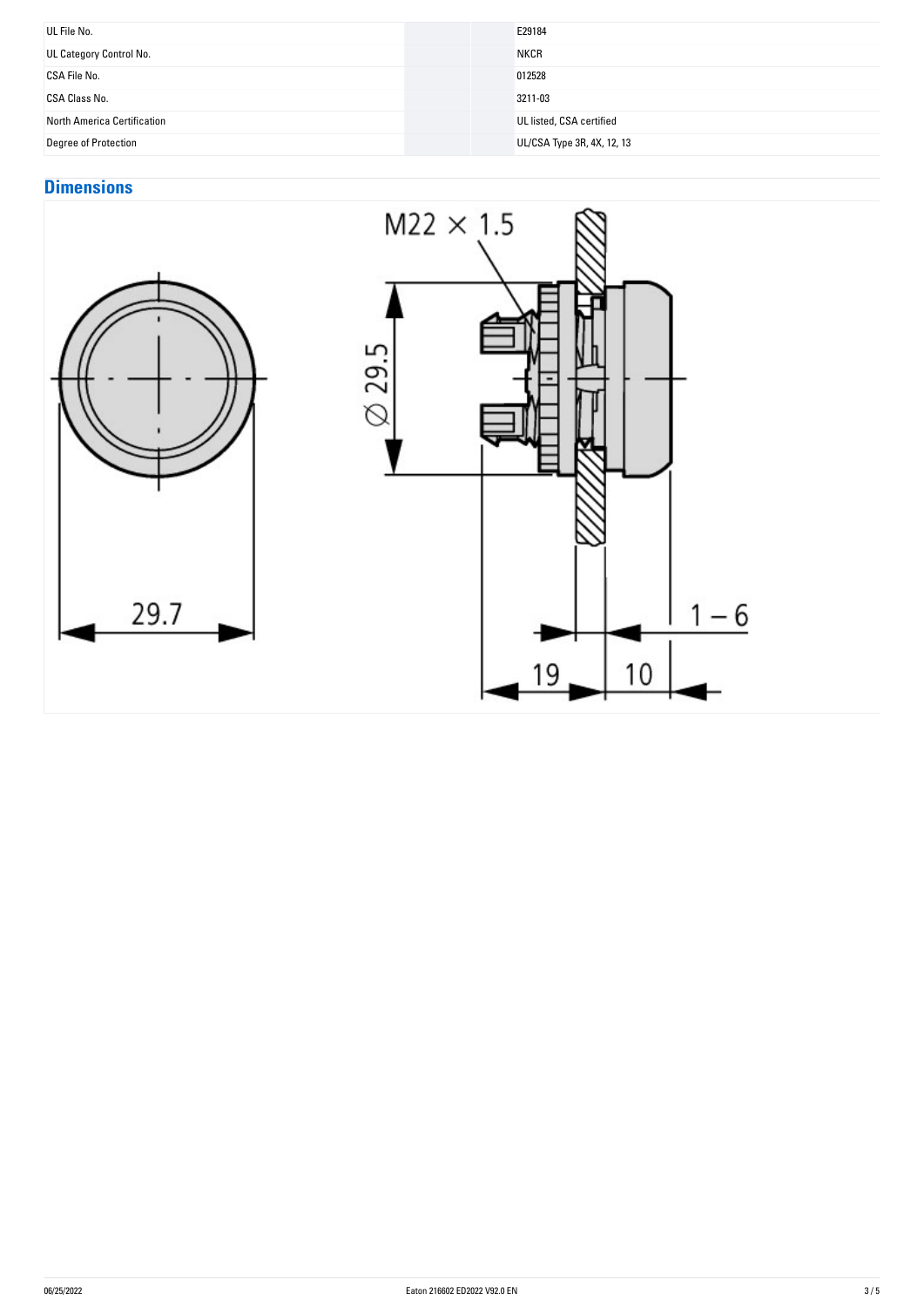| | | |
|---|---|---|
| UL File No. | | E29184 |
| UL Category Control No. | | NKCR |
| CSA File No. | | 012528 |
| CSA Class No. | | 3211-03 |
| North America Certification | | UL listed, CSA certified |
| Degree of Protection | | UL/CSA Type 3R, 4X, 12, 13 |

## Dimensions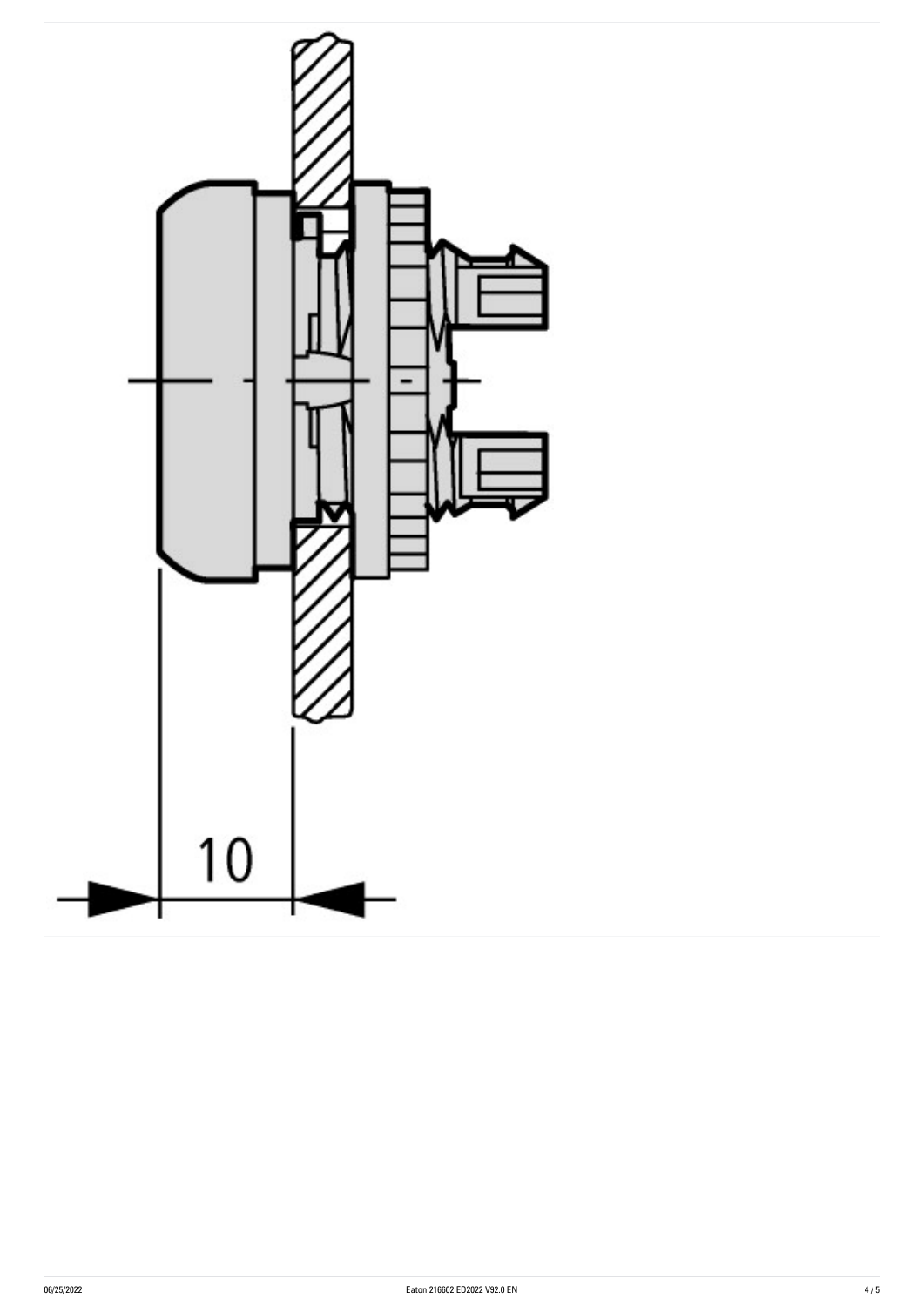10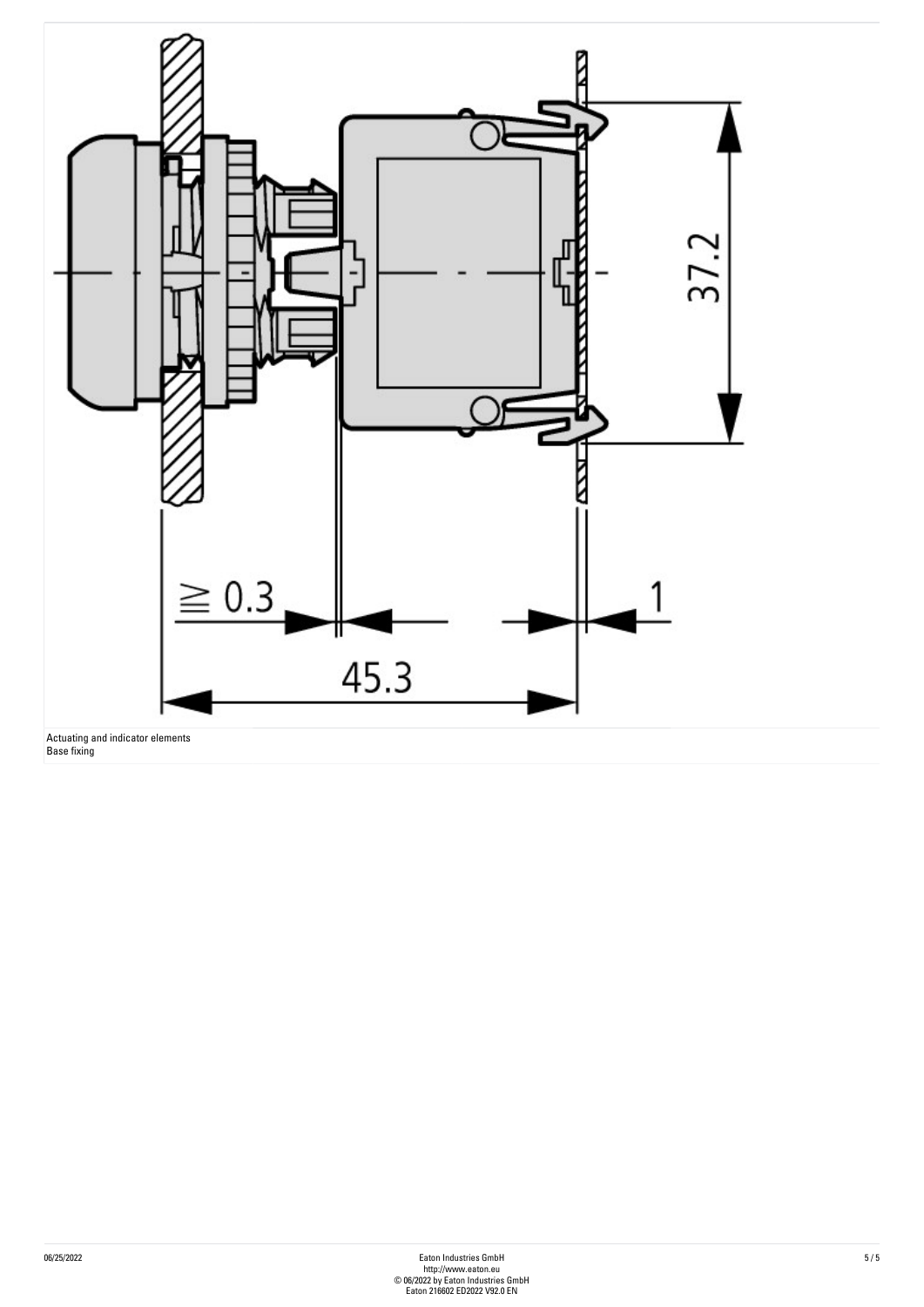≧ 0.3

45.3

1

37.2

Actuating and indicator elements
Base fixing